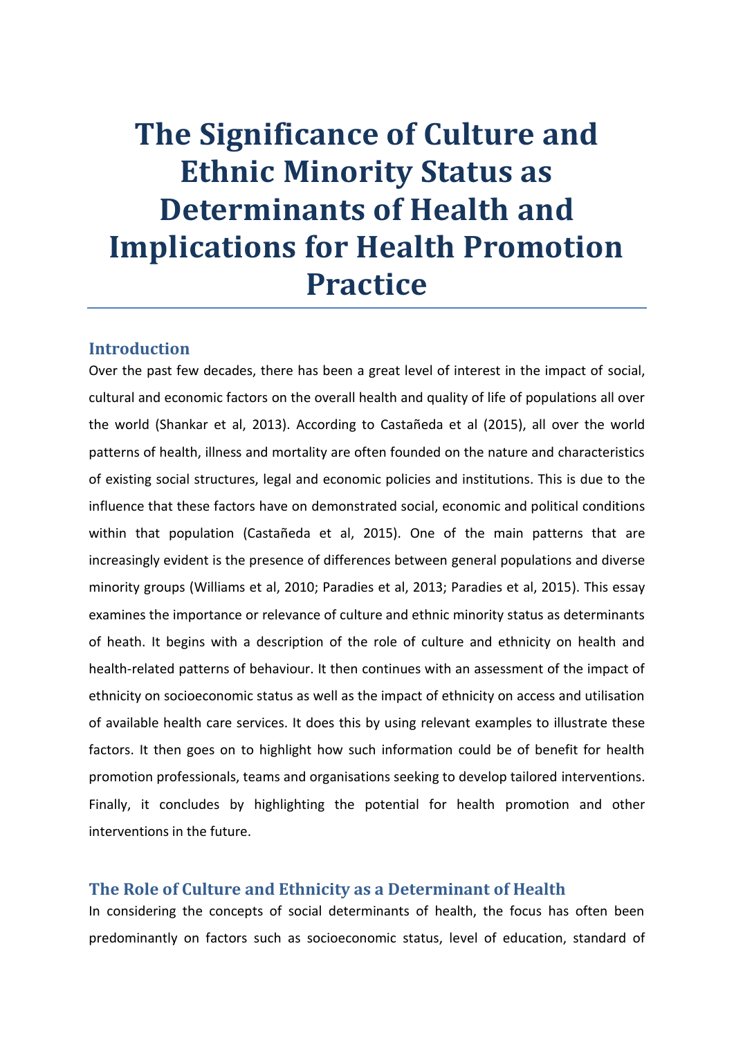# The Significance of Culture and Ethnic Minority Status as Determinants of Health and Implications for Health Promotion Practice

## Introduction

Over the past few decades, there has been a great level of interest in the impact of social, cultural and economic factors on the overall health and quality of life of populations all over the world (Shankar et al, 2013). According to Castañeda et al (2015), all over the world patterns of health, illness and mortality are often founded on the nature and characteristics of existing social structures, legal and economic policies and institutions. This is due to the influence that these factors have on demonstrated social, economic and political conditions within that population (Castañeda et al, 2015). One of the main patterns that are increasingly evident is the presence of differences between general populations and diverse minority groups (Williams et al, 2010; Paradies et al, 2013; Paradies et al, 2015). This essay examines the importance or relevance of culture and ethnic minority status as determinants of heath. It begins with a description of the role of culture and ethnicity on health and health-related patterns of behaviour. It then continues with an assessment of the impact of ethnicity on socioeconomic status as well as the impact of ethnicity on access and utilisation of available health care services. It does this by using relevant examples to illustrate these factors. It then goes on to highlight how such information could be of benefit for health promotion professionals, teams and organisations seeking to develop tailored interventions. Finally, it concludes by highlighting the potential for health promotion and other interventions in the future.

## The Role of Culture and Ethnicity as a Determinant of Health

In considering the concepts of social determinants of health, the focus has often been predominantly on factors such as socioeconomic status, level of education, standard of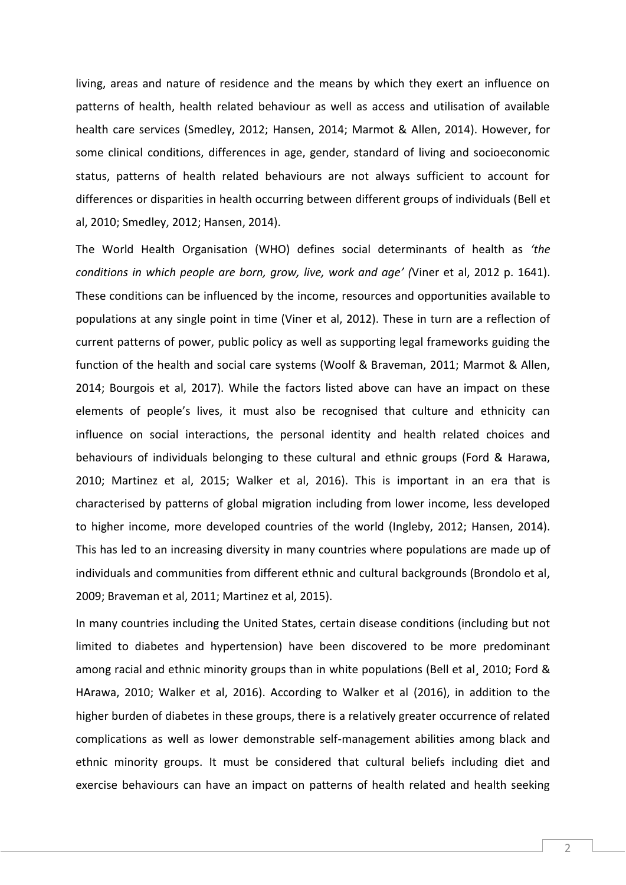living, areas and nature of residence and the means by which they exert an influence on patterns of health, health related behaviour as well as access and utilisation of available health care services (Smedley, 2012; Hansen, 2014; Marmot & Allen, 2014). However, for some clinical conditions, differences in age, gender, standard of living and socioeconomic status, patterns of health related behaviours are not always sufficient to account for differences or disparities in health occurring between different groups of individuals (Bell et al, 2010; Smedley, 2012; Hansen, 2014).

The World Health Organisation (WHO) defines social determinants of health as *'the conditions in which people are born, grow, live, work and age' (*Viner et al, 2012 p. 1641). These conditions can be influenced by the income, resources and opportunities available to populations at any single point in time (Viner et al, 2012). These in turn are a reflection of current patterns of power, public policy as well as supporting legal frameworks guiding the function of the health and social care systems (Woolf & Braveman, 2011; Marmot & Allen, 2014; Bourgois et al, 2017). While the factors listed above can have an impact on these elements of people's lives, it must also be recognised that culture and ethnicity can influence on social interactions, the personal identity and health related choices and behaviours of individuals belonging to these cultural and ethnic groups (Ford & Harawa, 2010; Martinez et al, 2015; Walker et al, 2016). This is important in an era that is characterised by patterns of global migration including from lower income, less developed to higher income, more developed countries of the world (Ingleby, 2012; Hansen, 2014). This has led to an increasing diversity in many countries where populations are made up of individuals and communities from different ethnic and cultural backgrounds (Brondolo et al, 2009; Braveman et al, 2011; Martinez et al, 2015).

In many countries including the United States, certain disease conditions (including but not limited to diabetes and hypertension) have been discovered to be more predominant among racial and ethnic minority groups than in white populations (Bell et al¸ 2010; Ford & HArawa, 2010; Walker et al, 2016). According to Walker et al (2016), in addition to the higher burden of diabetes in these groups, there is a relatively greater occurrence of related complications as well as lower demonstrable self-management abilities among black and ethnic minority groups. It must be considered that cultural beliefs including diet and exercise behaviours can have an impact on patterns of health related and health seeking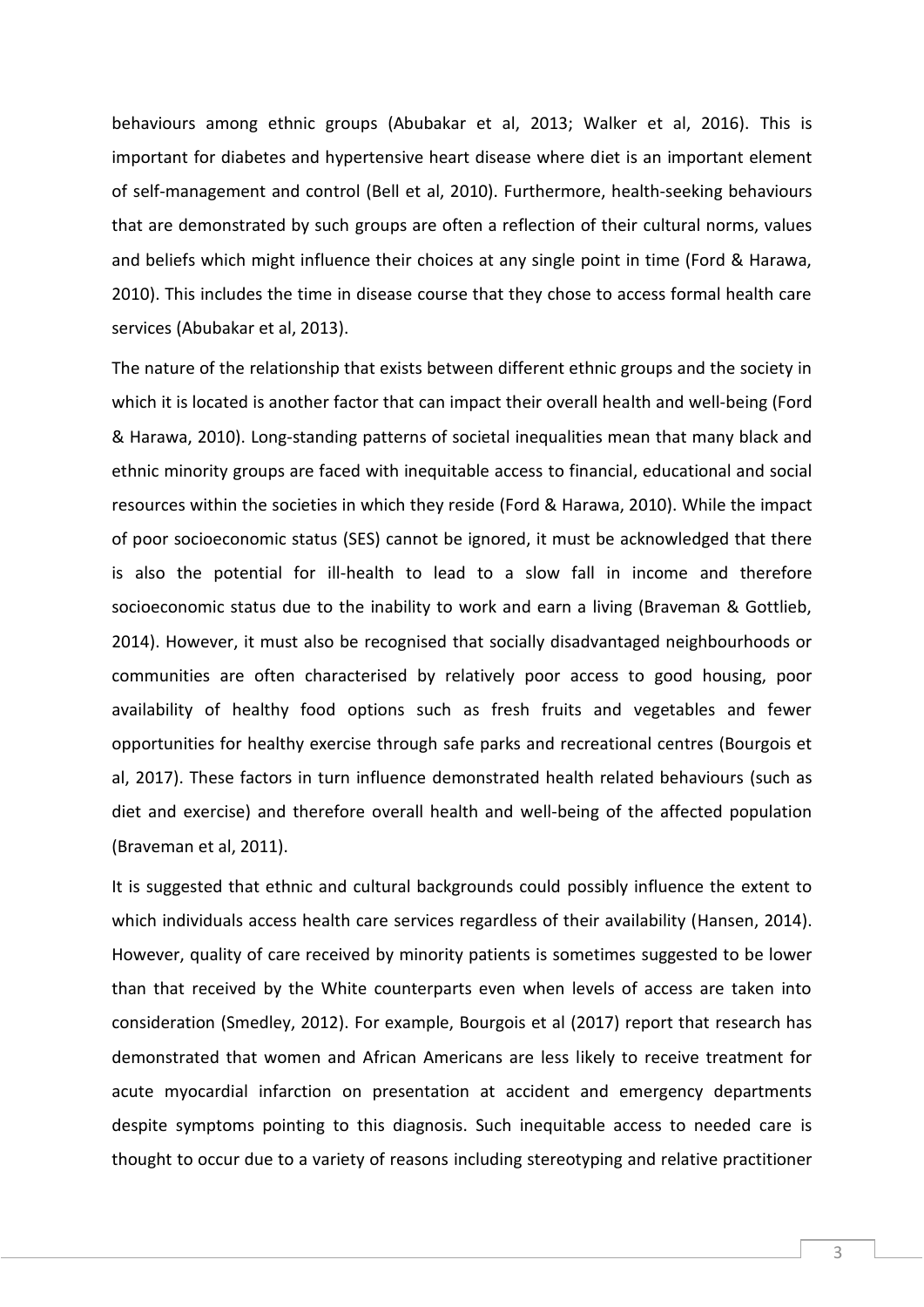behaviours among ethnic groups (Abubakar et al, 2013; Walker et al, 2016). This is important for diabetes and hypertensive heart disease where diet is an important element of self-management and control (Bell et al, 2010). Furthermore, health-seeking behaviours that are demonstrated by such groups are often a reflection of their cultural norms, values and beliefs which might influence their choices at any single point in time (Ford & Harawa, 2010). This includes the time in disease course that they chose to access formal health care services (Abubakar et al, 2013).

The nature of the relationship that exists between different ethnic groups and the society in which it is located is another factor that can impact their overall health and well-being (Ford & Harawa, 2010). Long-standing patterns of societal inequalities mean that many black and ethnic minority groups are faced with inequitable access to financial, educational and social resources within the societies in which they reside (Ford & Harawa, 2010). While the impact of poor socioeconomic status (SES) cannot be ignored, it must be acknowledged that there is also the potential for ill-health to lead to a slow fall in income and therefore socioeconomic status due to the inability to work and earn a living (Braveman & Gottlieb, 2014). However, it must also be recognised that socially disadvantaged neighbourhoods or communities are often characterised by relatively poor access to good housing, poor availability of healthy food options such as fresh fruits and vegetables and fewer opportunities for healthy exercise through safe parks and recreational centres (Bourgois et al, 2017). These factors in turn influence demonstrated health related behaviours (such as diet and exercise) and therefore overall health and well-being of the affected population (Braveman et al, 2011).

It is suggested that ethnic and cultural backgrounds could possibly influence the extent to which individuals access health care services regardless of their availability (Hansen, 2014). However, quality of care received by minority patients is sometimes suggested to be lower than that received by the White counterparts even when levels of access are taken into consideration (Smedley, 2012). For example, Bourgois et al (2017) report that research has demonstrated that women and African Americans are less likely to receive treatment for acute myocardial infarction on presentation at accident and emergency departments despite symptoms pointing to this diagnosis. Such inequitable access to needed care is thought to occur due to a variety of reasons including stereotyping and relative practitioner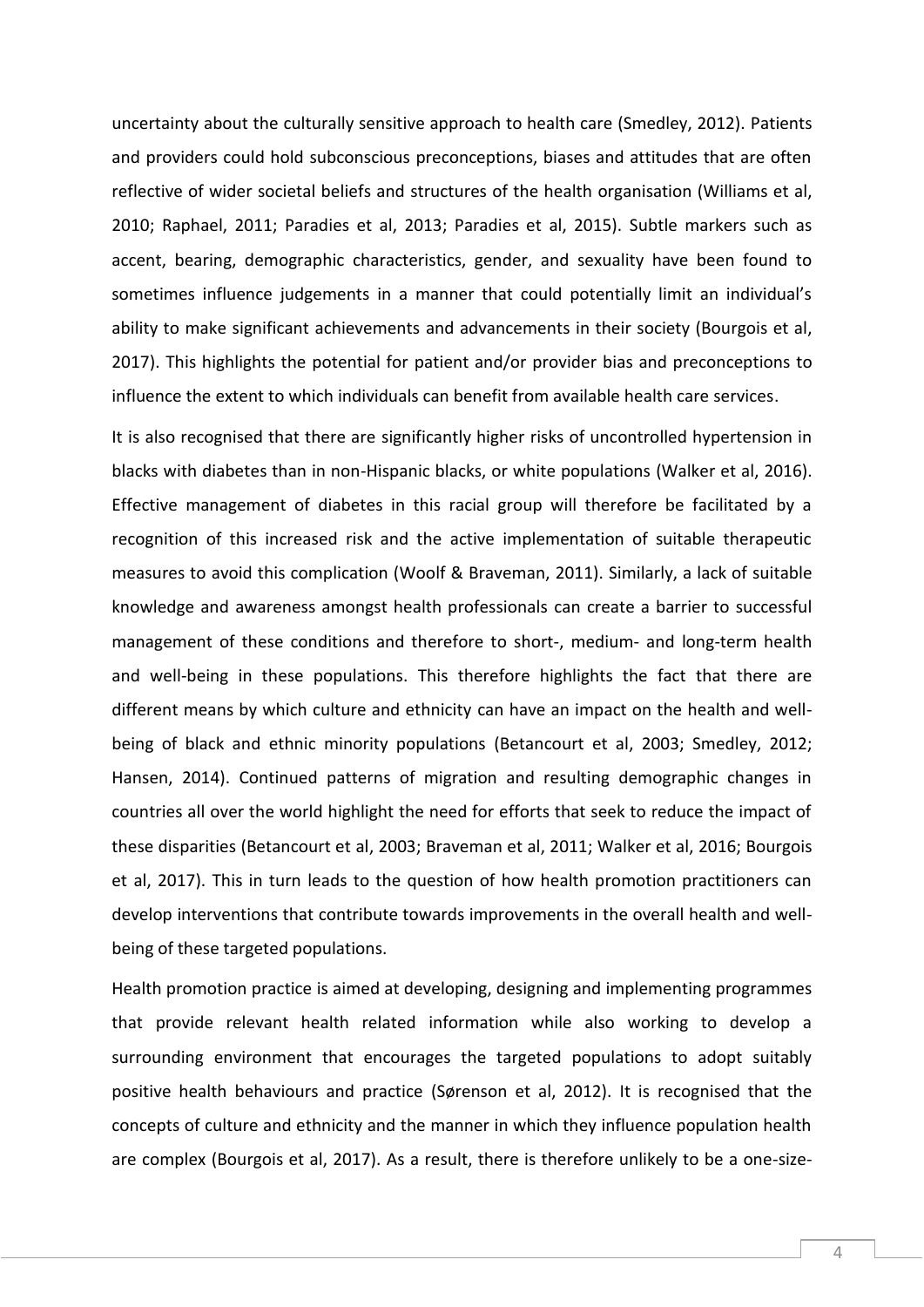uncertainty about the culturally sensitive approach to health care (Smedley, 2012). Patients and providers could hold subconscious preconceptions, biases and attitudes that are often reflective of wider societal beliefs and structures of the health organisation (Williams et al, 2010; Raphael, 2011; Paradies et al, 2013; Paradies et al, 2015). Subtle markers such as accent, bearing, demographic characteristics, gender, and sexuality have been found to sometimes influence judgements in a manner that could potentially limit an individual's ability to make significant achievements and advancements in their society (Bourgois et al, 2017). This highlights the potential for patient and/or provider bias and preconceptions to influence the extent to which individuals can benefit from available health care services.

It is also recognised that there are significantly higher risks of uncontrolled hypertension in blacks with diabetes than in non-Hispanic blacks, or white populations (Walker et al, 2016). Effective management of diabetes in this racial group will therefore be facilitated by a recognition of this increased risk and the active implementation of suitable therapeutic measures to avoid this complication (Woolf & Braveman, 2011). Similarly, a lack of suitable knowledge and awareness amongst health professionals can create a barrier to successful management of these conditions and therefore to short-, medium- and long-term health and well-being in these populations. This therefore highlights the fact that there are different means by which culture and ethnicity can have an impact on the health and well-being of black and ethnic minority populations (Betancourt et al, 2003; Smedley, 2012; Hansen, 2014). Continued patterns of migration and resulting demographic changes in countries all over the world highlight the need for efforts that seek to reduce the impact of these disparities (Betancourt et al, 2003; Braveman et al, 2011; Walker et al, 2016; Bourgois et al, 2017). This in turn leads to the question of how health promotion practitioners can develop interventions that contribute towards improvements in the overall health and well-being of these targeted populations.

Health promotion practice is aimed at developing, designing and implementing programmes that provide relevant health related information while also working to develop a surrounding environment that encourages the targeted populations to adopt suitably positive health behaviours and practice (Sørenson et al, 2012). It is recognised that the concepts of culture and ethnicity and the manner in which they influence population health are complex (Bourgois et al, 2017). As a result, there is therefore unlikely to be a one-size-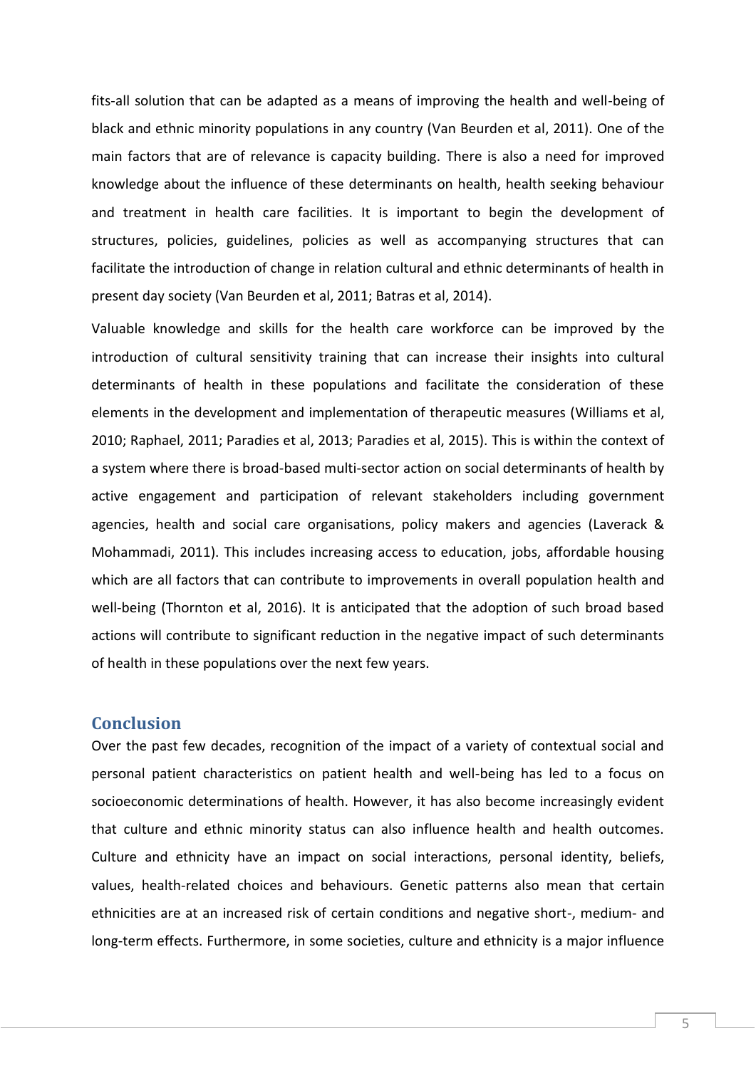fits-all solution that can be adapted as a means of improving the health and well-being of black and ethnic minority populations in any country (Van Beurden et al, 2011). One of the main factors that are of relevance is capacity building. There is also a need for improved knowledge about the influence of these determinants on health, health seeking behaviour and treatment in health care facilities. It is important to begin the development of structures, policies, guidelines, policies as well as accompanying structures that can facilitate the introduction of change in relation cultural and ethnic determinants of health in present day society (Van Beurden et al, 2011; Batras et al, 2014).

Valuable knowledge and skills for the health care workforce can be improved by the introduction of cultural sensitivity training that can increase their insights into cultural determinants of health in these populations and facilitate the consideration of these elements in the development and implementation of therapeutic measures (Williams et al, 2010; Raphael, 2011; Paradies et al, 2013; Paradies et al, 2015). This is within the context of a system where there is broad-based multi-sector action on social determinants of health by active engagement and participation of relevant stakeholders including government agencies, health and social care organisations, policy makers and agencies (Laverack & Mohammadi, 2011). This includes increasing access to education, jobs, affordable housing which are all factors that can contribute to improvements in overall population health and well-being (Thornton et al, 2016). It is anticipated that the adoption of such broad based actions will contribute to significant reduction in the negative impact of such determinants of health in these populations over the next few years.

## Conclusion

Over the past few decades, recognition of the impact of a variety of contextual social and personal patient characteristics on patient health and well-being has led to a focus on socioeconomic determinations of health. However, it has also become increasingly evident that culture and ethnic minority status can also influence health and health outcomes. Culture and ethnicity have an impact on social interactions, personal identity, beliefs, values, health-related choices and behaviours. Genetic patterns also mean that certain ethnicities are at an increased risk of certain conditions and negative short-, medium- and long-term effects. Furthermore, in some societies, culture and ethnicity is a major influence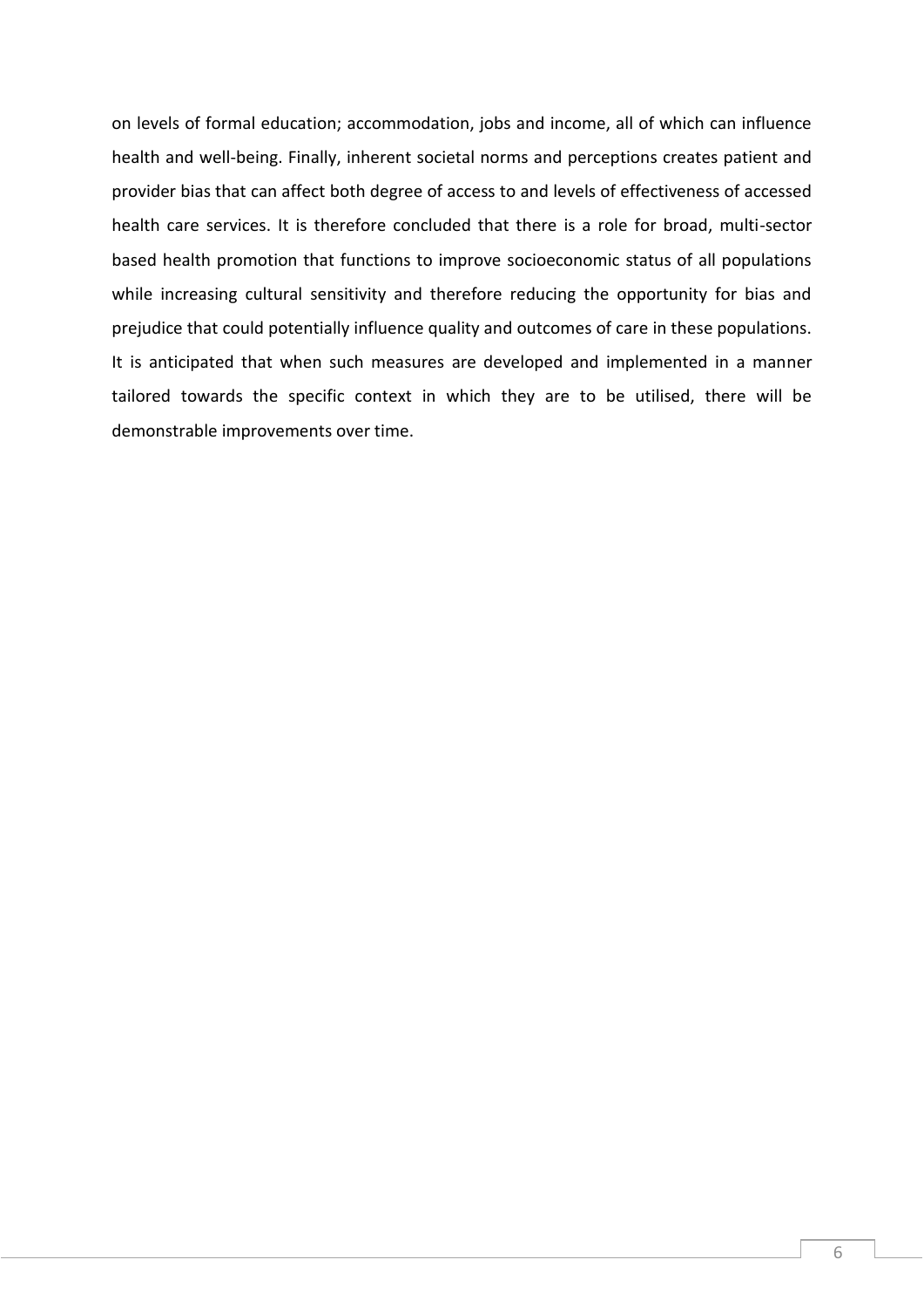on levels of formal education; accommodation, jobs and income, all of which can influence health and well-being. Finally, inherent societal norms and perceptions creates patient and provider bias that can affect both degree of access to and levels of effectiveness of accessed health care services. It is therefore concluded that there is a role for broad, multi-sector based health promotion that functions to improve socioeconomic status of all populations while increasing cultural sensitivity and therefore reducing the opportunity for bias and prejudice that could potentially influence quality and outcomes of care in these populations. It is anticipated that when such measures are developed and implemented in a manner tailored towards the specific context in which they are to be utilised, there will be demonstrable improvements over time.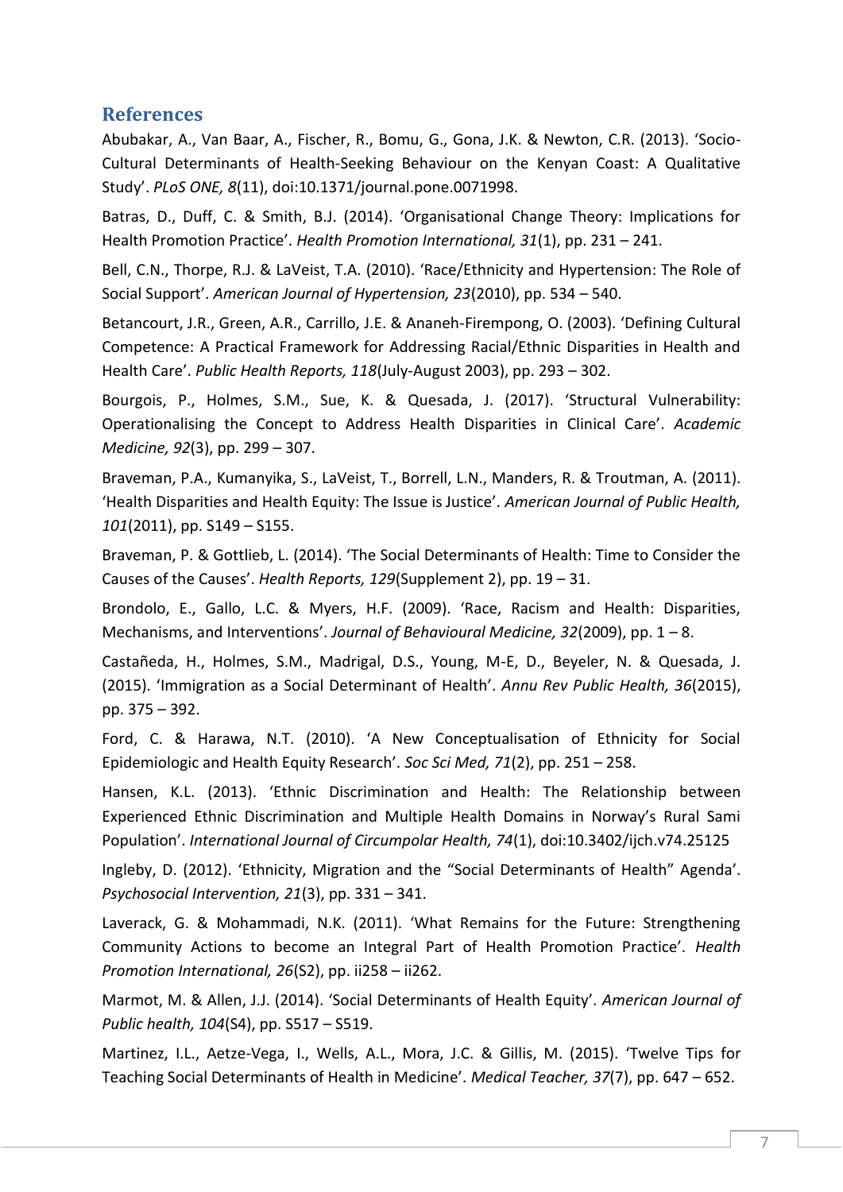## References

Abubakar, A., Van Baar, A., Fischer, R., Bomu, G., Gona, J.K. & Newton, C.R. (2013). 'Socio-Cultural Determinants of Health-Seeking Behaviour on the Kenyan Coast: A Qualitative Study'. *PLoS ONE, 8*(11), doi:10.1371/journal.pone.0071998.

Batras, D., Duff, C. & Smith, B.J. (2014). 'Organisational Change Theory: Implications for Health Promotion Practice'. *Health Promotion International, 31*(1), pp. 231 – 241.

Bell, C.N., Thorpe, R.J. & LaVeist, T.A. (2010). 'Race/Ethnicity and Hypertension: The Role of Social Support'. *American Journal of Hypertension, 23*(2010), pp. 534 – 540.

Betancourt, J.R., Green, A.R., Carrillo, J.E. & Ananeh-Firempong, O. (2003). 'Defining Cultural Competence: A Practical Framework for Addressing Racial/Ethnic Disparities in Health and Health Care'. *Public Health Reports, 118*(July-August 2003), pp. 293 – 302.

Bourgois, P., Holmes, S.M., Sue, K. & Quesada, J. (2017). 'Structural Vulnerability: Operationalising the Concept to Address Health Disparities in Clinical Care'. *Academic Medicine, 92*(3), pp. 299 – 307.

Braveman, P.A., Kumanyika, S., LaVeist, T., Borrell, L.N., Manders, R. & Troutman, A. (2011). 'Health Disparities and Health Equity: The Issue is Justice'. *American Journal of Public Health, 101*(2011), pp. S149 – S155.

Braveman, P. & Gottlieb, L. (2014). 'The Social Determinants of Health: Time to Consider the Causes of the Causes'. *Health Reports, 129*(Supplement 2), pp. 19 – 31.

Brondolo, E., Gallo, L.C. & Myers, H.F. (2009). 'Race, Racism and Health: Disparities, Mechanisms, and Interventions'. *Journal of Behavioural Medicine, 32*(2009), pp. 1 – 8.

Castañeda, H., Holmes, S.M., Madrigal, D.S., Young, M-E, D., Beyeler, N. & Quesada, J. (2015). 'Immigration as a Social Determinant of Health'. *Annu Rev Public Health, 36*(2015), pp. 375 – 392.

Ford, C. & Harawa, N.T. (2010). 'A New Conceptualisation of Ethnicity for Social Epidemiologic and Health Equity Research'. *Soc Sci Med, 71*(2), pp. 251 – 258.

Hansen, K.L. (2013). 'Ethnic Discrimination and Health: The Relationship between Experienced Ethnic Discrimination and Multiple Health Domains in Norway's Rural Sami Population'. *International Journal of Circumpolar Health, 74*(1), doi:10.3402/ijch.v74.25125

Ingleby, D. (2012). 'Ethnicity, Migration and the "Social Determinants of Health" Agenda'. *Psychosocial Intervention, 21*(3), pp. 331 – 341.

Laverack, G. & Mohammadi, N.K. (2011). 'What Remains for the Future: Strengthening Community Actions to become an Integral Part of Health Promotion Practice'. *Health Promotion International, 26*(S2), pp. ii258 – ii262.

Marmot, M. & Allen, J.J. (2014). 'Social Determinants of Health Equity'. *American Journal of Public health, 104*(S4), pp. S517 – S519.

Martinez, I.L., Aetze-Vega, I., Wells, A.L., Mora, J.C. & Gillis, M. (2015). 'Twelve Tips for Teaching Social Determinants of Health in Medicine'. *Medical Teacher, 37*(7), pp. 647 – 652.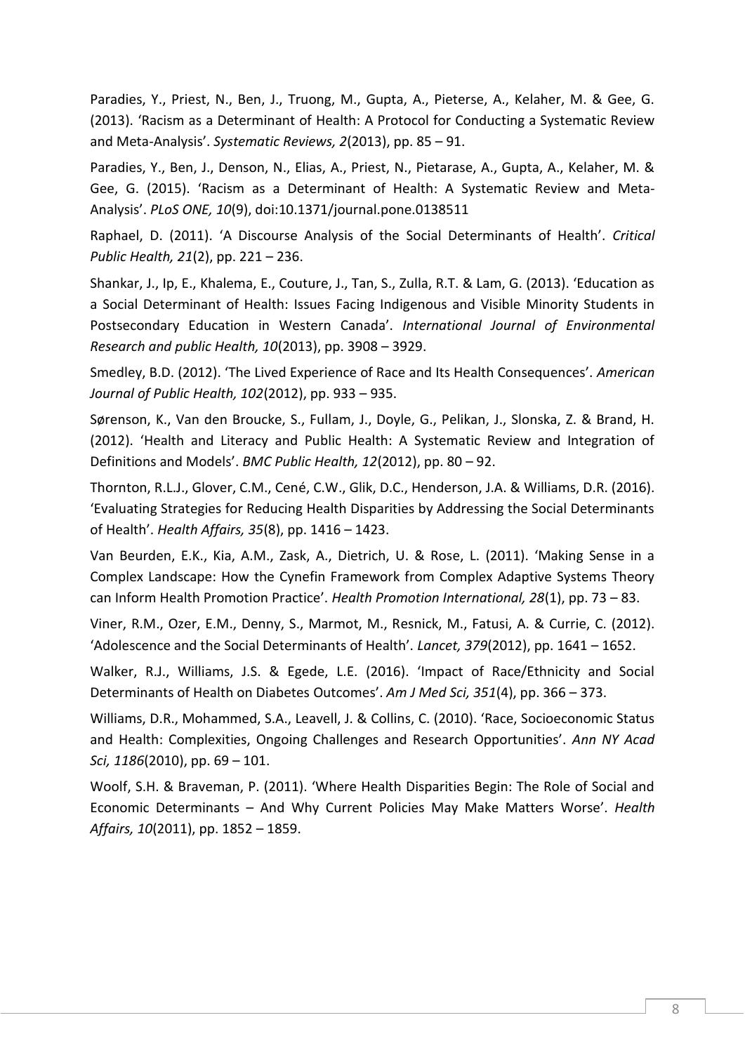Paradies, Y., Priest, N., Ben, J., Truong, M., Gupta, A., Pieterse, A., Kelaher, M. & Gee, G. (2013). 'Racism as a Determinant of Health: A Protocol for Conducting a Systematic Review and Meta-Analysis'. *Systematic Reviews, 2*(2013), pp. 85 – 91.

Paradies, Y., Ben, J., Denson, N., Elias, A., Priest, N., Pietarase, A., Gupta, A., Kelaher, M. & Gee, G. (2015). 'Racism as a Determinant of Health: A Systematic Review and Meta-Analysis'. *PLoS ONE, 10*(9), doi:10.1371/journal.pone.0138511

Raphael, D. (2011). 'A Discourse Analysis of the Social Determinants of Health'. *Critical Public Health, 21*(2), pp. 221 – 236.

Shankar, J., Ip, E., Khalema, E., Couture, J., Tan, S., Zulla, R.T. & Lam, G. (2013). 'Education as a Social Determinant of Health: Issues Facing Indigenous and Visible Minority Students in Postsecondary Education in Western Canada'. *International Journal of Environmental Research and public Health, 10*(2013), pp. 3908 – 3929.

Smedley, B.D. (2012). 'The Lived Experience of Race and Its Health Consequences'. *American Journal of Public Health, 102*(2012), pp. 933 – 935.

Sørenson, K., Van den Broucke, S., Fullam, J., Doyle, G., Pelikan, J., Slonska, Z. & Brand, H. (2012). 'Health and Literacy and Public Health: A Systematic Review and Integration of Definitions and Models'. *BMC Public Health, 12*(2012), pp. 80 – 92.

Thornton, R.L.J., Glover, C.M., Cené, C.W., Glik, D.C., Henderson, J.A. & Williams, D.R. (2016). 'Evaluating Strategies for Reducing Health Disparities by Addressing the Social Determinants of Health'. *Health Affairs, 35*(8), pp. 1416 – 1423.

Van Beurden, E.K., Kia, A.M., Zask, A., Dietrich, U. & Rose, L. (2011). 'Making Sense in a Complex Landscape: How the Cynefin Framework from Complex Adaptive Systems Theory can Inform Health Promotion Practice'. *Health Promotion International, 28*(1), pp. 73 – 83.

Viner, R.M., Ozer, E.M., Denny, S., Marmot, M., Resnick, M., Fatusi, A. & Currie, C. (2012). 'Adolescence and the Social Determinants of Health'. *Lancet, 379*(2012), pp. 1641 – 1652.

Walker, R.J., Williams, J.S. & Egede, L.E. (2016). 'Impact of Race/Ethnicity and Social Determinants of Health on Diabetes Outcomes'. *Am J Med Sci, 351*(4), pp. 366 – 373.

Williams, D.R., Mohammed, S.A., Leavell, J. & Collins, C. (2010). 'Race, Socioeconomic Status and Health: Complexities, Ongoing Challenges and Research Opportunities'. *Ann NY Acad Sci, 1186*(2010), pp. 69 – 101.

Woolf, S.H. & Braveman, P. (2011). 'Where Health Disparities Begin: The Role of Social and Economic Determinants – And Why Current Policies May Make Matters Worse'. *Health Affairs, 10*(2011), pp. 1852 – 1859.